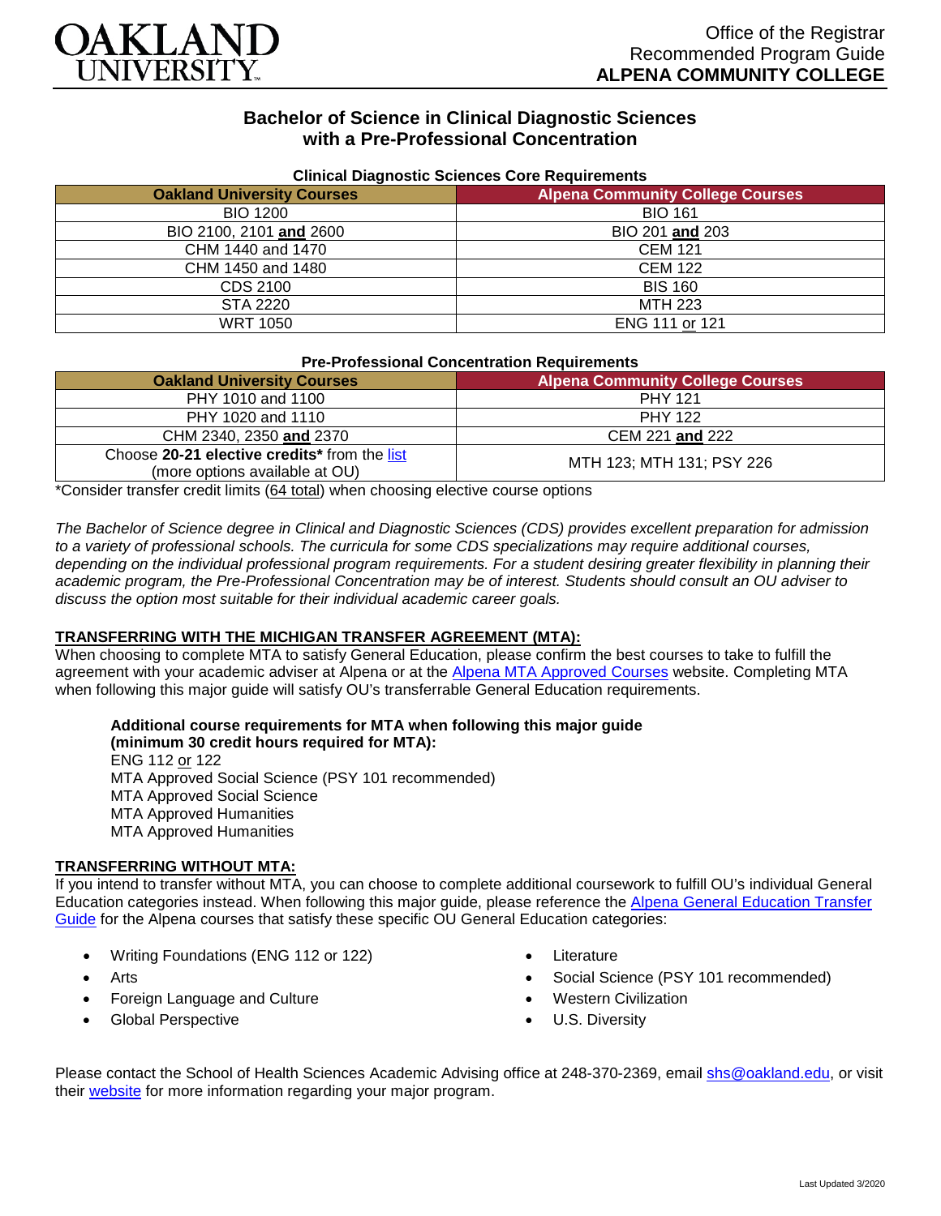OAKLAND UNIVERSITY

Office of the Registrar
Recommended Program Guide
**ALPENA COMMUNITY COLLEGE**

# Bachelor of Science in Clinical Diagnostic Sciences with a Pre-Professional Concentration

**Clinical Diagnostic Sciences Core Requirements**

| Oakland University Courses | Alpena Community College Courses |
|---|---|
| BIO 1200 | BIO 161 |
| BIO 2100, 2101 **and** 2600 | BIO 201 **and** 203 |
| CHM 1440 and 1470 | CEM 121 |
| CHM 1450 and 1480 | CEM 122 |
| CDS 2100 | BIS 160 |
| STA 2220 | MTH 223 |
| WRT 1050 | ENG 111 or 121 |

**Pre-Professional Concentration Requirements**

| Oakland University Courses | Alpena Community College Courses |
|---|---|
| PHY 1010 and 1100 | PHY 121 |
| PHY 1020 and 1110 | PHY 122 |
| CHM 2340, 2350 **and** 2370 | CEM 221 **and** 222 |
| Choose **20-21 elective credits*** from the list (more options available at OU) | MTH 123; MTH 131; PSY 226 |

*Consider transfer credit limits (64 total) when choosing elective course options

*The Bachelor of Science degree in Clinical and Diagnostic Sciences (CDS) provides excellent preparation for admission to a variety of professional schools. The curricula for some CDS specializations may require additional courses, depending on the individual professional program requirements. For a student desiring greater flexibility in planning their academic program, the Pre-Professional Concentration may be of interest. Students should consult an OU adviser to discuss the option most suitable for their individual academic career goals.*

## TRANSFERRING WITH THE MICHIGAN TRANSFER AGREEMENT (MTA):

When choosing to complete MTA to satisfy General Education, please confirm the best courses to take to fulfill the agreement with your academic adviser at Alpena or at the Alpena MTA Approved Courses website. Completing MTA when following this major guide will satisfy OU's transferrable General Education requirements.

**Additional course requirements for MTA when following this major guide (minimum 30 credit hours required for MTA):**
ENG 112 or 122
MTA Approved Social Science (PSY 101 recommended)
MTA Approved Social Science
MTA Approved Humanities
MTA Approved Humanities

## TRANSFERRING WITHOUT MTA:

If you intend to transfer without MTA, you can choose to complete additional coursework to fulfill OU's individual General Education categories instead. When following this major guide, please reference the Alpena General Education Transfer Guide for the Alpena courses that satisfy these specific OU General Education categories:

- Writing Foundations (ENG 112 or 122)
- Arts
- Foreign Language and Culture
- Global Perspective
- Literature
- Social Science (PSY 101 recommended)
- Western Civilization
- U.S. Diversity

Please contact the School of Health Sciences Academic Advising office at 248-370-2369, email shs@oakland.edu, or visit their website for more information regarding your major program.

Last Updated 3/2020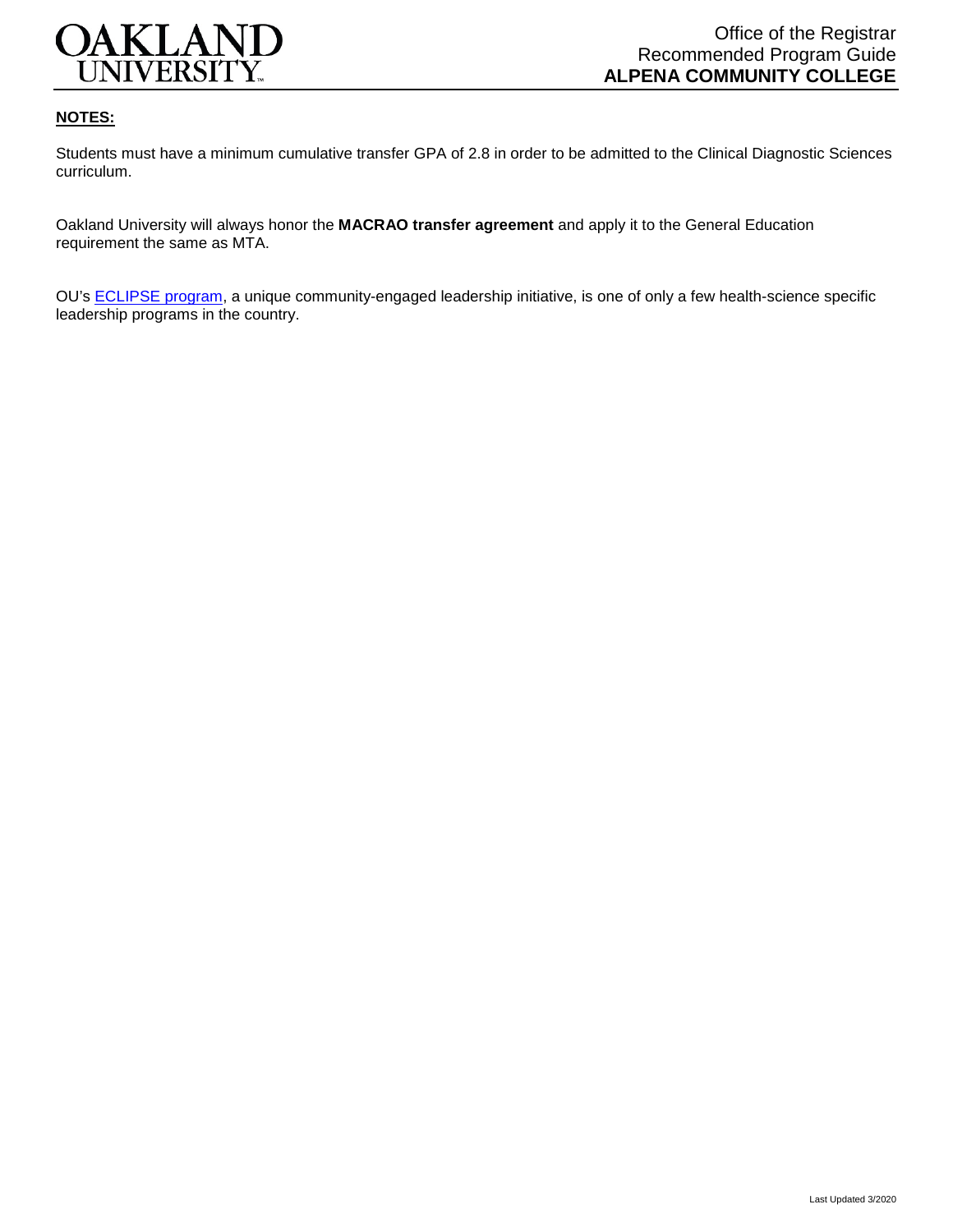**NOTES:**

Students must have a minimum cumulative transfer GPA of 2.8 in order to be admitted to the Clinical Diagnostic Sciences curriculum.

Oakland University will always honor the **MACRAO transfer agreement** and apply it to the General Education requirement the same as MTA.

OU's ECLIPSE program, a unique community-engaged leadership initiative, is one of only a few health-science specific leadership programs in the country.